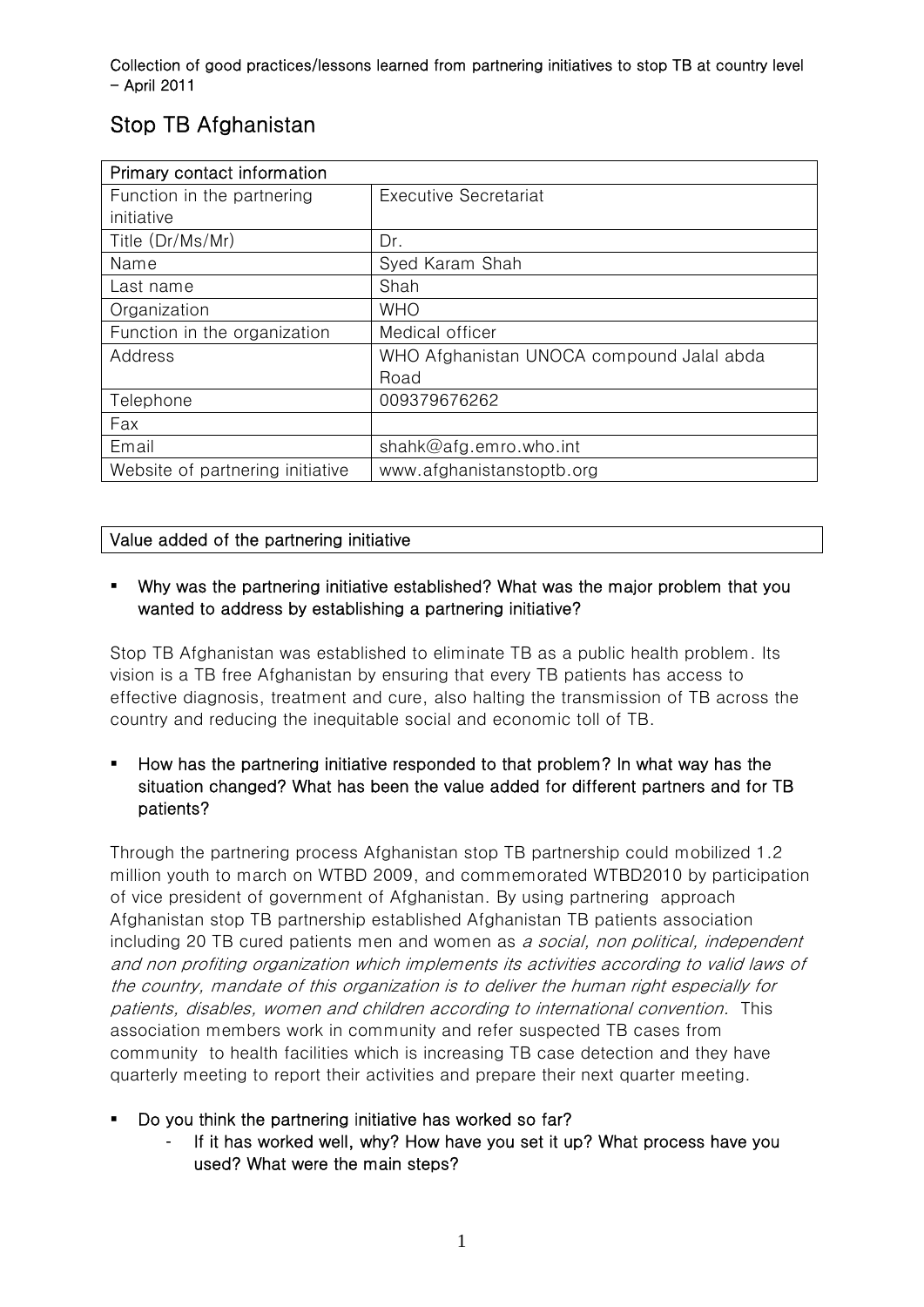Collection of good practices/lessons learned from partnering initiatives to stop TB at country level – April 2011

# Stop TB Afghanistan

| Primary contact information | |
|---|---|
| Function in the partnering initiative | Executive Secretariat |
| Title (Dr/Ms/Mr) | Dr. |
| Name | Syed Karam Shah |
| Last name | Shah |
| Organization | WHO |
| Function in the organization | Medical officer |
| Address | WHO Afghanistan UNOCA compound Jalal abda Road |
| Telephone | 009379676262 |
| Fax | |
| Email | shahk@afg.emro.who.int |
| Website of partnering initiative | www.afghanistanstoptb.org |

## Value added of the partnering initiative

- **Why was the partnering initiative established? What was the major problem that you wanted to address by establishing a partnering initiative?**

Stop TB Afghanistan was established to eliminate TB as a public health problem. Its vision is a TB free Afghanistan by ensuring that every TB patients has access to effective diagnosis, treatment and cure, also halting the transmission of TB across the country and reducing the inequitable social and economic toll of TB.

- **How has the partnering initiative responded to that problem? In what way has the situation changed? What has been the value added for different partners and for TB patients?**

Through the partnering process Afghanistan stop TB partnership could mobilized 1.2 million youth to march on WTBD 2009, and commemorated WTBD2010 by participation of vice president of government of Afghanistan. By using partnering approach Afghanistan stop TB partnership established Afghanistan TB patients association including 20 TB cured patients men and women as *a social, non political, independent and non profiting organization which implements its activities according to valid laws of the country, mandate of this organization is to deliver the human right especially for patients, disables, women and children according to international convention.* This association members work in community and refer suspected TB cases from community to health facilities which is increasing TB case detection and they have quarterly meeting to report their activities and prepare their next quarter meeting.

- **Do you think the partnering initiative has worked so far?**
  - **If it has worked well, why? How have you set it up? What process have you used? What were the main steps?**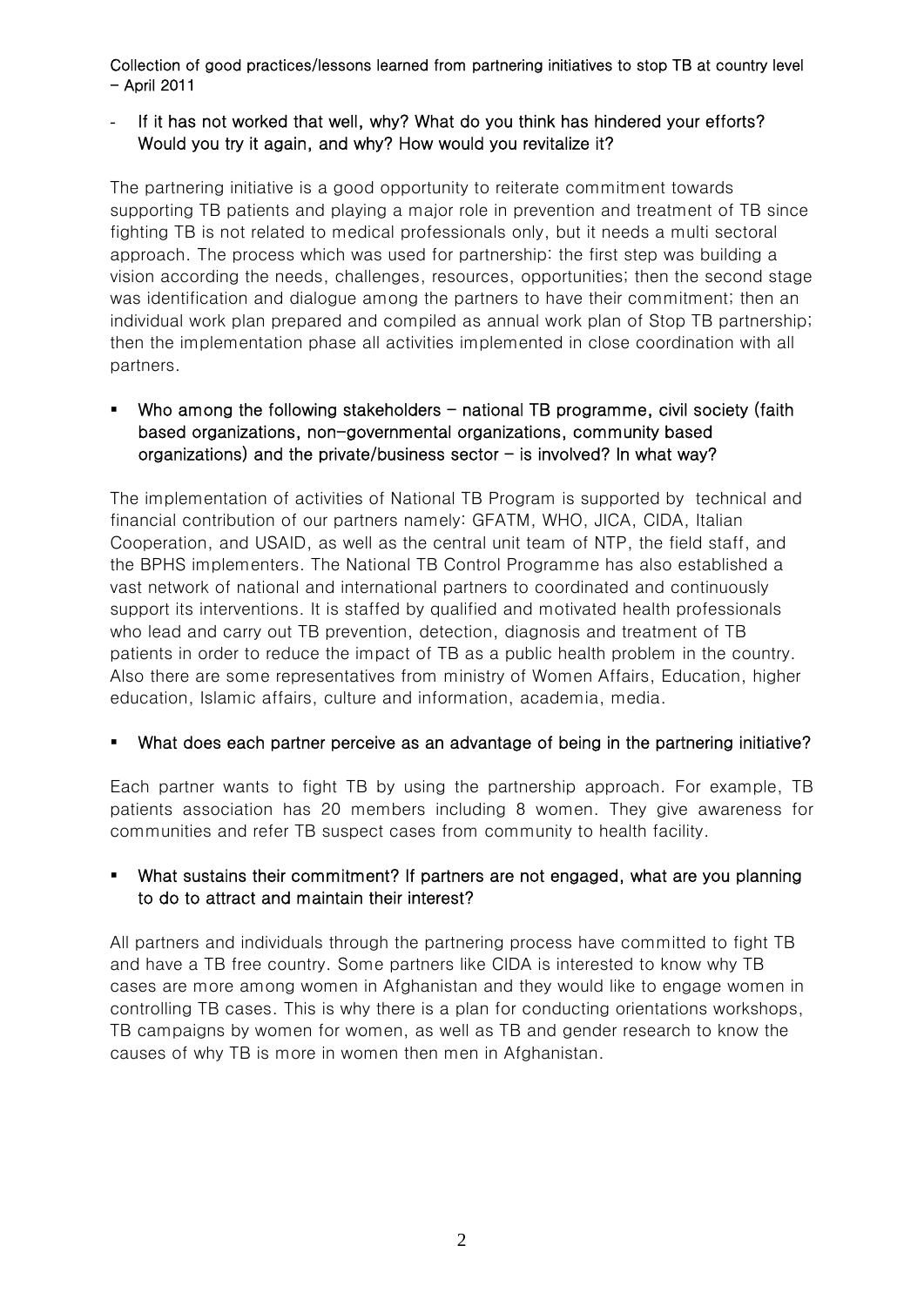- **If it has not worked that well, why? What do you think has hindered your efforts? Would you try it again, and why? How would you revitalize it?**

The partnering initiative is a good opportunity to reiterate commitment towards supporting TB patients and playing a major role in prevention and treatment of TB since fighting TB is not related to medical professionals only, but it needs a multi sectoral approach. The process which was used for partnership: the first step was building a vision according the needs, challenges, resources, opportunities; then the second stage was identification and dialogue among the partners to have their commitment; then an individual work plan prepared and compiled as annual work plan of Stop TB partnership; then the implementation phase all activities implemented in close coordination with all partners.

- **Who among the following stakeholders – national TB programme, civil society (faith based organizations, non-governmental organizations, community based organizations) and the private/business sector – is involved? In what way?**

The implementation of activities of National TB Program is supported by technical and financial contribution of our partners namely: GFATM, WHO, JICA, CIDA, Italian Cooperation, and USAID, as well as the central unit team of NTP, the field staff, and the BPHS implementers. The National TB Control Programme has also established a vast network of national and international partners to coordinated and continuously support its interventions. It is staffed by qualified and motivated health professionals who lead and carry out TB prevention, detection, diagnosis and treatment of TB patients in order to reduce the impact of TB as a public health problem in the country. Also there are some representatives from ministry of Women Affairs, Education, higher education, Islamic affairs, culture and information, academia, media.

- **What does each partner perceive as an advantage of being in the partnering initiative?**

Each partner wants to fight TB by using the partnership approach. For example, TB patients association has 20 members including 8 women. They give awareness for communities and refer TB suspect cases from community to health facility.

- **What sustains their commitment? If partners are not engaged, what are you planning to do to attract and maintain their interest?**

All partners and individuals through the partnering process have committed to fight TB and have a TB free country. Some partners like CIDA is interested to know why TB cases are more among women in Afghanistan and they would like to engage women in controlling TB cases. This is why there is a plan for conducting orientations workshops, TB campaigns by women for women, as well as TB and gender research to know the causes of why TB is more in women then men in Afghanistan.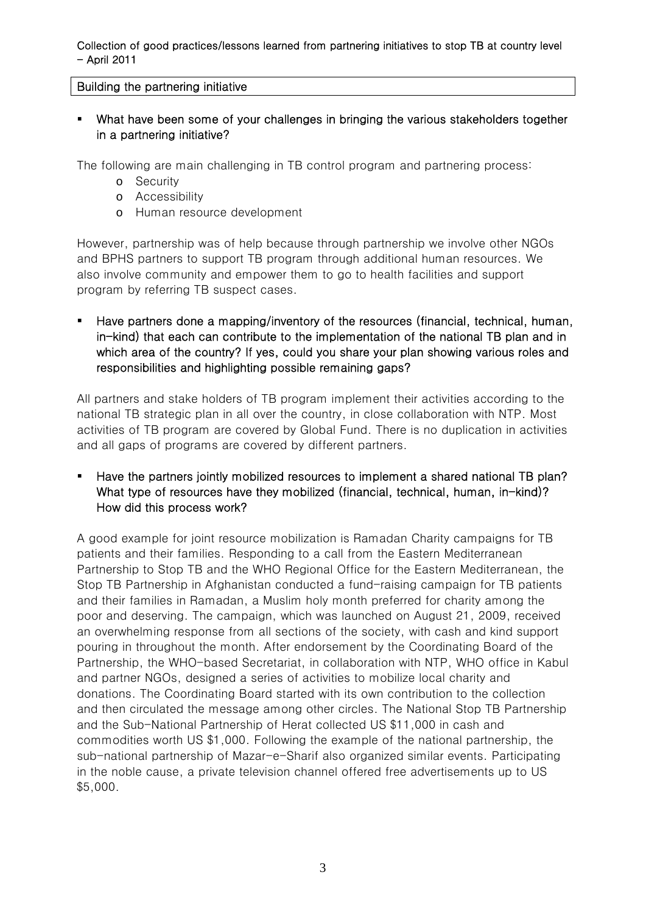## Building the partnering initiative

- **What have been some of your challenges in bringing the various stakeholders together in a partnering initiative?**

The following are main challenging in TB control program and partnering process:

- Security
- Accessibility
- Human resource development

However, partnership was of help because through partnership we involve other NGOs and BPHS partners to support TB program through additional human resources. We also involve community and empower them to go to health facilities and support program by referring TB suspect cases.

- **Have partners done a mapping/inventory of the resources (financial, technical, human, in-kind) that each can contribute to the implementation of the national TB plan and in which area of the country? If yes, could you share your plan showing various roles and responsibilities and highlighting possible remaining gaps?**

All partners and stake holders of TB program implement their activities according to the national TB strategic plan in all over the country, in close collaboration with NTP. Most activities of TB program are covered by Global Fund. There is no duplication in activities and all gaps of programs are covered by different partners.

- **Have the partners jointly mobilized resources to implement a shared national TB plan? What type of resources have they mobilized (financial, technical, human, in-kind)? How did this process work?**

A good example for joint resource mobilization is Ramadan Charity campaigns for TB patients and their families. Responding to a call from the Eastern Mediterranean Partnership to Stop TB and the WHO Regional Office for the Eastern Mediterranean, the Stop TB Partnership in Afghanistan conducted a fund-raising campaign for TB patients and their families in Ramadan, a Muslim holy month preferred for charity among the poor and deserving. The campaign, which was launched on August 21, 2009, received an overwhelming response from all sections of the society, with cash and kind support pouring in throughout the month. After endorsement by the Coordinating Board of the Partnership, the WHO-based Secretariat, in collaboration with NTP, WHO office in Kabul and partner NGOs, designed a series of activities to mobilize local charity and donations. The Coordinating Board started with its own contribution to the collection and then circulated the message among other circles. The National Stop TB Partnership and the Sub-National Partnership of Herat collected US $11,000 in cash and commodities worth US $1,000. Following the example of the national partnership, the sub-national partnership of Mazar-e-Sharif also organized similar events. Participating in the noble cause, a private television channel offered free advertisements up to US $5,000.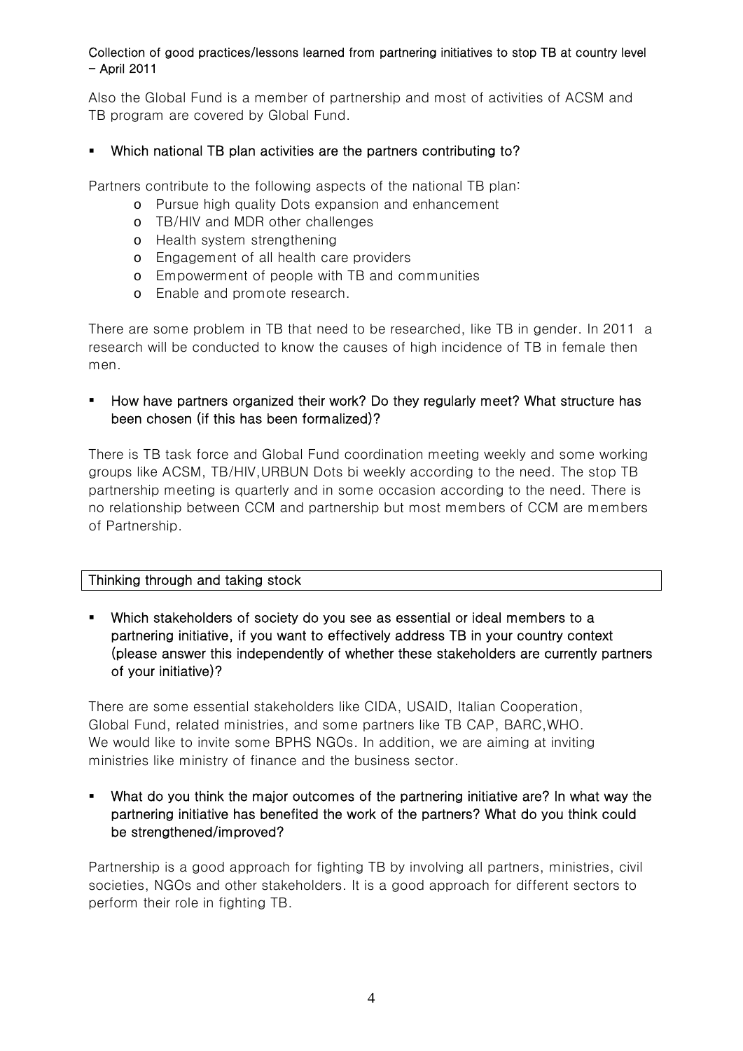Also the Global Fund is a member of partnership and most of activities of ACSM and TB program are covered by Global Fund.

- **Which national TB plan activities are the partners contributing to?**

Partners contribute to the following aspects of the national TB plan:

- Pursue high quality Dots expansion and enhancement
- TB/HIV and MDR other challenges
- Health system strengthening
- Engagement of all health care providers
- Empowerment of people with TB and communities
- Enable and promote research.

There are some problem in TB that need to be researched, like TB in gender. In 2011 a research will be conducted to know the causes of high incidence of TB in female then men.

- **How have partners organized their work? Do they regularly meet? What structure has been chosen (if this has been formalized)?**

There is TB task force and Global Fund coordination meeting weekly and some working groups like ACSM, TB/HIV,URBUN Dots bi weekly according to the need. The stop TB partnership meeting is quarterly and in some occasion according to the need. There is no relationship between CCM and partnership but most members of CCM are members of Partnership.

## Thinking through and taking stock

- **Which stakeholders of society do you see as essential or ideal members to a partnering initiative, if you want to effectively address TB in your country context (please answer this independently of whether these stakeholders are currently partners of your initiative)?**

There are some essential stakeholders like CIDA, USAID, Italian Cooperation, Global Fund, related ministries, and some partners like TB CAP, BARC,WHO. We would like to invite some BPHS NGOs. In addition, we are aiming at inviting ministries like ministry of finance and the business sector.

- **What do you think the major outcomes of the partnering initiative are? In what way the partnering initiative has benefited the work of the partners? What do you think could be strengthened/improved?**

Partnership is a good approach for fighting TB by involving all partners, ministries, civil societies, NGOs and other stakeholders. It is a good approach for different sectors to perform their role in fighting TB.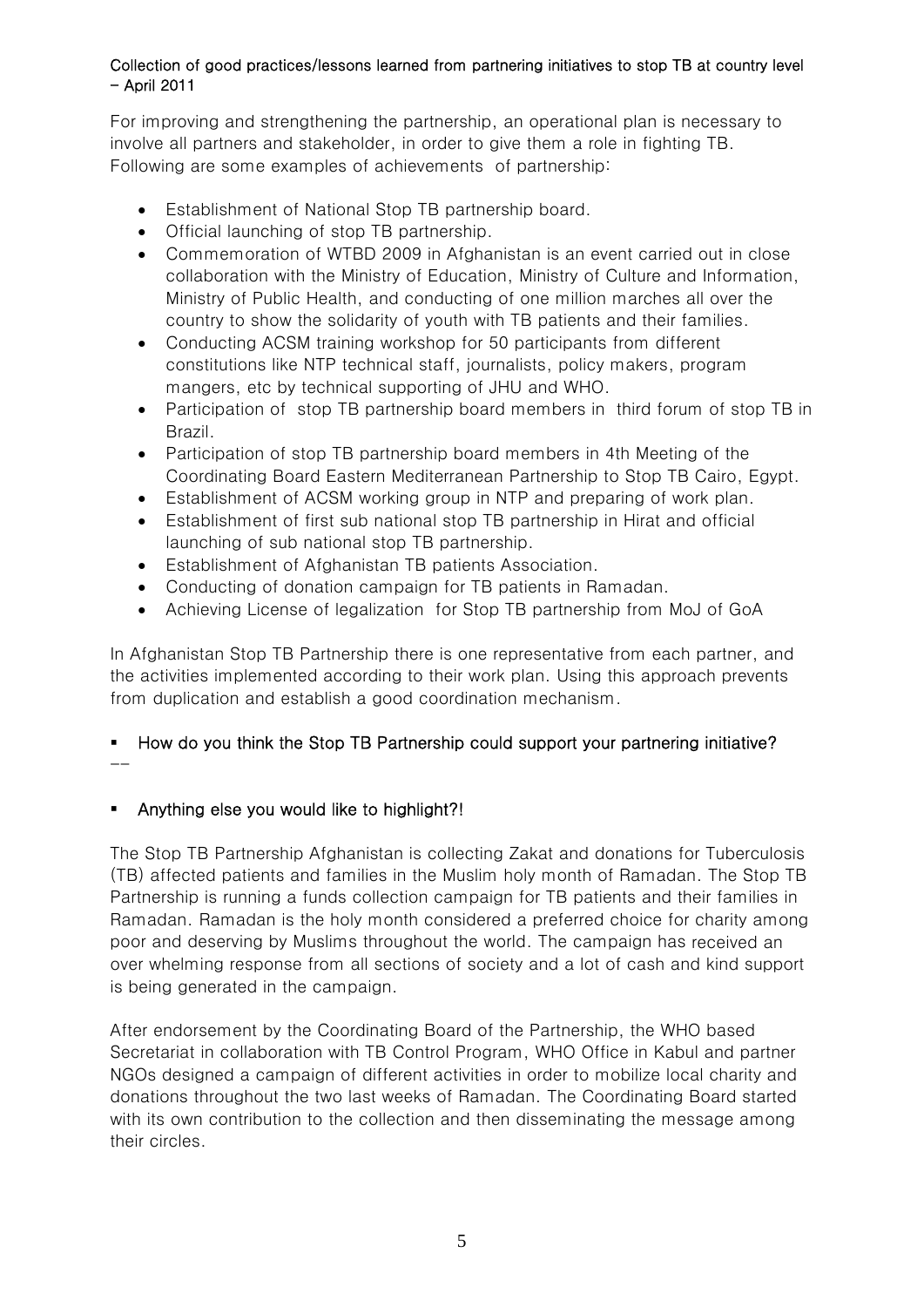For improving and strengthening the partnership, an operational plan is necessary to involve all partners and stakeholder, in order to give them a role in fighting TB. Following are some examples of achievements of partnership:

- Establishment of National Stop TB partnership board.
- Official launching of stop TB partnership.
- Commemoration of WTBD 2009 in Afghanistan is an event carried out in close collaboration with the Ministry of Education, Ministry of Culture and Information, Ministry of Public Health, and conducting of one million marches all over the country to show the solidarity of youth with TB patients and their families.
- Conducting ACSM training workshop for 50 participants from different constitutions like NTP technical staff, journalists, policy makers, program mangers, etc by technical supporting of JHU and WHO.
- Participation of stop TB partnership board members in third forum of stop TB in Brazil.
- Participation of stop TB partnership board members in 4th Meeting of the Coordinating Board Eastern Mediterranean Partnership to Stop TB Cairo, Egypt.
- Establishment of ACSM working group in NTP and preparing of work plan.
- Establishment of first sub national stop TB partnership in Hirat and official launching of sub national stop TB partnership.
- Establishment of Afghanistan TB patients Association.
- Conducting of donation campaign for TB patients in Ramadan.
- Achieving License of legalization for Stop TB partnership from MoJ of GoA

In Afghanistan Stop TB Partnership there is one representative from each partner, and the activities implemented according to their work plan. Using this approach prevents from duplication and establish a good coordination mechanism.

- **How do you think the Stop TB Partnership could support your partnering initiative?**

--

- **Anything else you would like to highlight?!**

The Stop TB Partnership Afghanistan is collecting Zakat and donations for Tuberculosis (TB) affected patients and families in the Muslim holy month of Ramadan. The Stop TB Partnership is running a funds collection campaign for TB patients and their families in Ramadan. Ramadan is the holy month considered a preferred choice for charity among poor and deserving by Muslims throughout the world. The campaign has received an over whelming response from all sections of society and a lot of cash and kind support is being generated in the campaign.

After endorsement by the Coordinating Board of the Partnership, the WHO based Secretariat in collaboration with TB Control Program, WHO Office in Kabul and partner NGOs designed a campaign of different activities in order to mobilize local charity and donations throughout the two last weeks of Ramadan. The Coordinating Board started with its own contribution to the collection and then disseminating the message among their circles.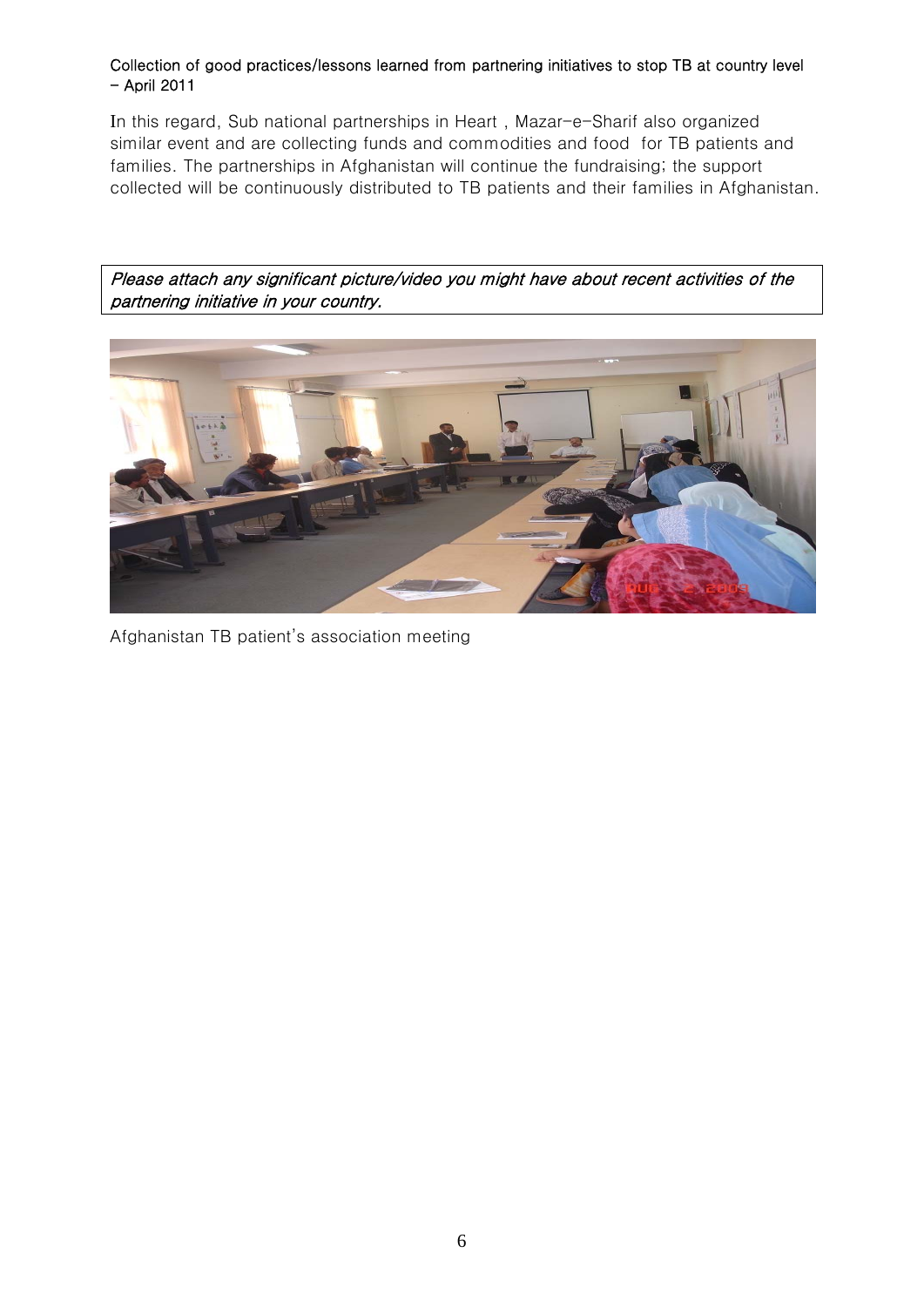In this regard, Sub national partnerships in Heart , Mazar-e-Sharif also organized similar event and are collecting funds and commodities and food for TB patients and families. The partnerships in Afghanistan will continue the fundraising; the support collected will be continuously distributed to TB patients and their families in Afghanistan.

*Please attach any significant picture/video you might have about recent activities of the partnering initiative in your country.*

Afghanistan TB patient's association meeting